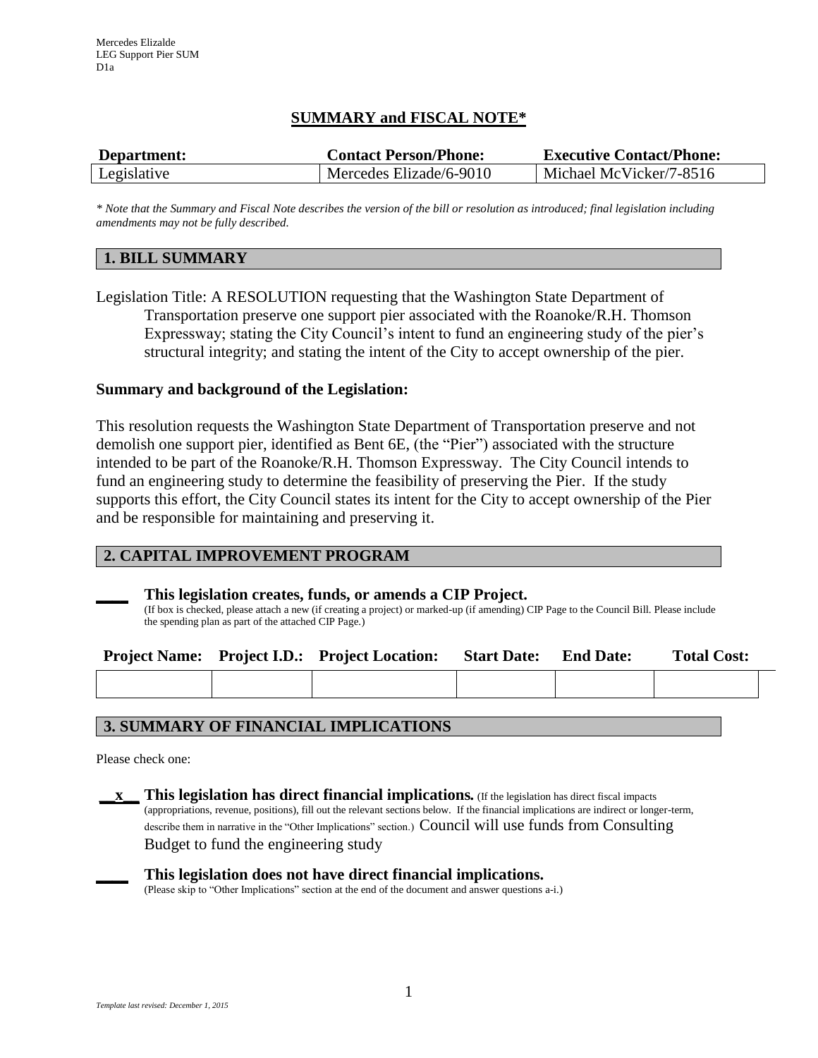Mercedes Elizalde
LEG Support Pier SUM
D1a

## SUMMARY and FISCAL NOTE*

| Department: | Contact Person/Phone: | Executive Contact/Phone: |
|---|---|---|
| Legislative | Mercedes Elizade/6-9010 | Michael McVicker/7-8516 |

*\* Note that the Summary and Fiscal Note describes the version of the bill or resolution as introduced; final legislation including amendments may not be fully described.*

## 1. BILL SUMMARY

Legislation Title: A RESOLUTION requesting that the Washington State Department of Transportation preserve one support pier associated with the Roanoke/R.H. Thomson Expressway; stating the City Council's intent to fund an engineering study of the pier's structural integrity; and stating the intent of the City to accept ownership of the pier.

**Summary and background of the Legislation:**

This resolution requests the Washington State Department of Transportation preserve and not demolish one support pier, identified as Bent 6E, (the "Pier") associated with the structure intended to be part of the Roanoke/R.H. Thomson Expressway. The City Council intends to fund an engineering study to determine the feasibility of preserving the Pier. If the study supports this effort, the City Council states its intent for the City to accept ownership of the Pier and be responsible for maintaining and preserving it.

## 2. CAPITAL IMPROVEMENT PROGRAM

____ **This legislation creates, funds, or amends a CIP Project.**
(If box is checked, please attach a new (if creating a project) or marked-up (if amending) CIP Page to the Council Bill. Please include the spending plan as part of the attached CIP Page.)

| Project Name: | Project I.D.: | Project Location: | Start Date: | End Date: | Total Cost: |
|---|---|---|---|---|---|
| | | | | | |

## 3. SUMMARY OF FINANCIAL IMPLICATIONS

Please check one:

__x__ **This legislation has direct financial implications.** (If the legislation has direct fiscal impacts (appropriations, revenue, positions), fill out the relevant sections below. If the financial implications are indirect or longer-term, describe them in narrative in the "Other Implications" section.) Council will use funds from Consulting Budget to fund the engineering study

____ **This legislation does not have direct financial implications.**
(Please skip to "Other Implications" section at the end of the document and answer questions a-i.)

*Template last revised: December 1, 2015*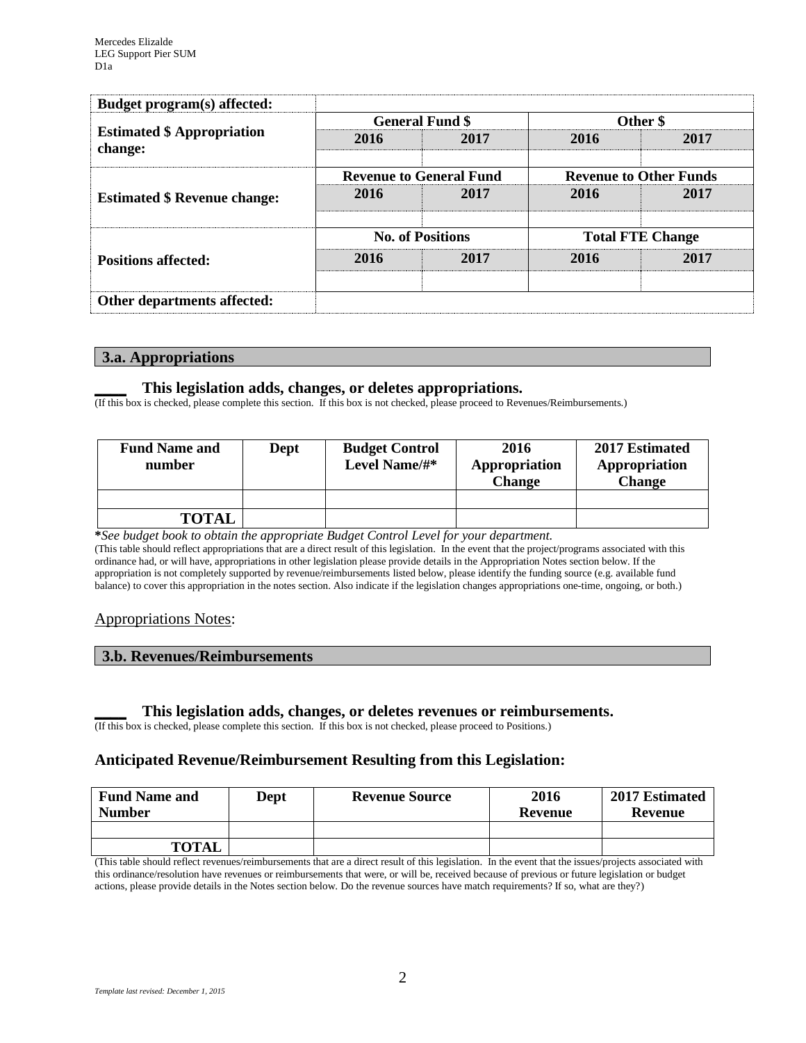Mercedes Elizalde
LEG Support Pier SUM
D1a

| **Budget program(s) affected:** | | | | |
|---|---|---|---|---|
| **Estimated $ Appropriation change:** | **General Fund $** | | **Other $** | |
| | **2016** | **2017** | **2016** | **2017** |
| | | | | |
| **Estimated $ Revenue change:** | **Revenue to General Fund** | | **Revenue to Other Funds** | |
| | **2016** | **2017** | **2016** | **2017** |
| | | | | |
| **Positions affected:** | **No. of Positions** | | **Total FTE Change** | |
| | **2016** | **2017** | **2016** | **2017** |
| | | | | |
| **Other departments affected:** | | | | |

## 3.a. Appropriations

**____ This legislation adds, changes, or deletes appropriations.**
(If this box is checked, please complete this section. If this box is not checked, please proceed to Revenues/Reimbursements.)

| **Fund Name and number** | **Dept** | **Budget Control Level Name/#*** | **2016 Appropriation Change** | **2017 Estimated Appropriation Change** |
|---|---|---|---|---|
| | | | | |
| **TOTAL** | | | | |

***See budget book to obtain the appropriate Budget Control Level for your department.***
(This table should reflect appropriations that are a direct result of this legislation. In the event that the project/programs associated with this ordinance had, or will have, appropriations in other legislation please provide details in the Appropriation Notes section below. If the appropriation is not completely supported by revenue/reimbursements listed below, please identify the funding source (e.g. available fund balance) to cover this appropriation in the notes section. Also indicate if the legislation changes appropriations one-time, ongoing, or both.)

Appropriations Notes:

## 3.b. Revenues/Reimbursements

**____ This legislation adds, changes, or deletes revenues or reimbursements.**
(If this box is checked, please complete this section. If this box is not checked, please proceed to Positions.)

### Anticipated Revenue/Reimbursement Resulting from this Legislation:

| **Fund Name and Number** | **Dept** | **Revenue Source** | **2016 Revenue** | **2017 Estimated Revenue** |
|---|---|---|---|---|
| | | | | |
| **TOTAL** | | | | |

(This table should reflect revenues/reimbursements that are a direct result of this legislation. In the event that the issues/projects associated with this ordinance/resolution have revenues or reimbursements that were, or will be, received because of previous or future legislation or budget actions, please provide details in the Notes section below. Do the revenue sources have match requirements? If so, what are they?)

*Template last revised: December 1, 2015*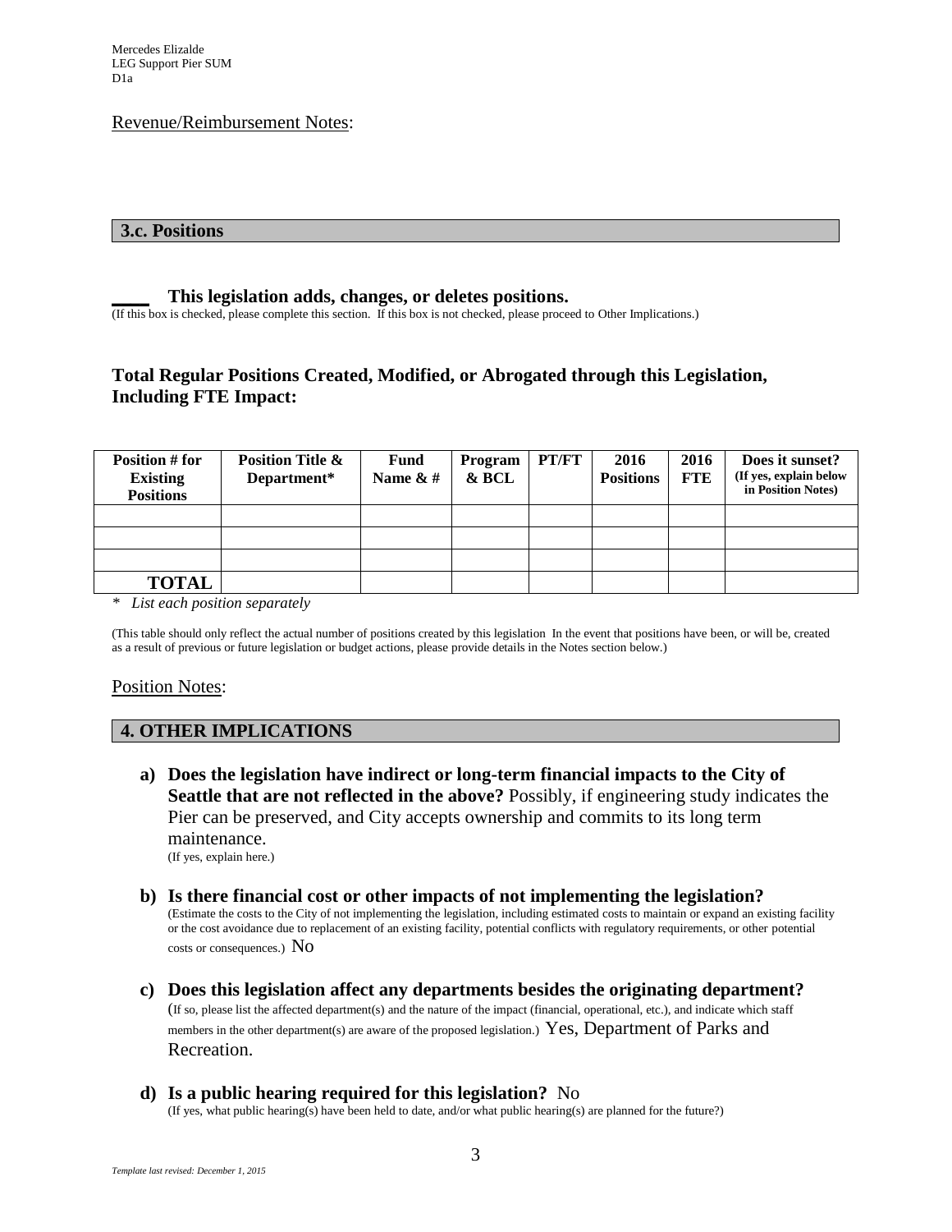Revenue/Reimbursement Notes:

## 3.c. Positions

____ **This legislation adds, changes, or deletes positions.**
(If this box is checked, please complete this section. If this box is not checked, please proceed to Other Implications.)

### Total Regular Positions Created, Modified, or Abrogated through this Legislation, Including FTE Impact:

| Position # for Existing Positions | Position Title & Department* | Fund Name & # | Program & BCL | PT/FT | 2016 Positions | 2016 FTE | Does it sunset? (If yes, explain below in Position Notes) |
|---|---|---|---|---|---|---|---|
| | | | | | | | |
| | | | | | | | |
| | | | | | | | |
| **TOTAL** | | | | | | | |

*\* List each position separately*

(This table should only reflect the actual number of positions created by this legislation In the event that positions have been, or will be, created as a result of previous or future legislation or budget actions, please provide details in the Notes section below.)

Position Notes:

## 4. OTHER IMPLICATIONS

a) **Does the legislation have indirect or long-term financial impacts to the City of Seattle that are not reflected in the above?** Possibly, if engineering study indicates the Pier can be preserved, and City accepts ownership and commits to its long term maintenance.
(If yes, explain here.)

b) **Is there financial cost or other impacts of not implementing the legislation?**
(Estimate the costs to the City of not implementing the legislation, including estimated costs to maintain or expand an existing facility or the cost avoidance due to replacement of an existing facility, potential conflicts with regulatory requirements, or other potential costs or consequences.) No

c) **Does this legislation affect any departments besides the originating department?**
(If so, please list the affected department(s) and the nature of the impact (financial, operational, etc.), and indicate which staff members in the other department(s) are aware of the proposed legislation.) Yes, Department of Parks and Recreation.

d) **Is a public hearing required for this legislation?** No
(If yes, what public hearing(s) have been held to date, and/or what public hearing(s) are planned for the future?)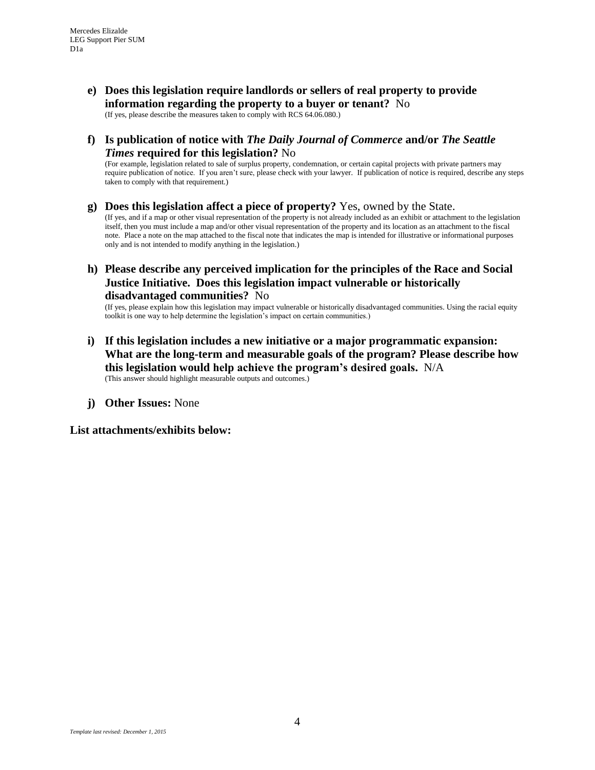e) **Does this legislation require landlords or sellers of real property to provide information regarding the property to a buyer or tenant?** No
(If yes, please describe the measures taken to comply with RCS 64.06.080.)

f) **Is publication of notice with *The Daily Journal of Commerce* and/or *The Seattle Times* required for this legislation?** No
(For example, legislation related to sale of surplus property, condemnation, or certain capital projects with private partners may require publication of notice. If you aren't sure, please check with your lawyer. If publication of notice is required, describe any steps taken to comply with that requirement.)

g) **Does this legislation affect a piece of property?** Yes, owned by the State.
(If yes, and if a map or other visual representation of the property is not already included as an exhibit or attachment to the legislation itself, then you must include a map and/or other visual representation of the property and its location as an attachment to the fiscal note. Place a note on the map attached to the fiscal note that indicates the map is intended for illustrative or informational purposes only and is not intended to modify anything in the legislation.)

h) **Please describe any perceived implication for the principles of the Race and Social Justice Initiative. Does this legislation impact vulnerable or historically disadvantaged communities?** No
(If yes, please explain how this legislation may impact vulnerable or historically disadvantaged communities. Using the racial equity toolkit is one way to help determine the legislation's impact on certain communities.)

i) **If this legislation includes a new initiative or a major programmatic expansion: What are the long-term and measurable goals of the program? Please describe how this legislation would help achieve the program's desired goals.** N/A
(This answer should highlight measurable outputs and outcomes.)

j) **Other Issues:** None

**List attachments/exhibits below:**